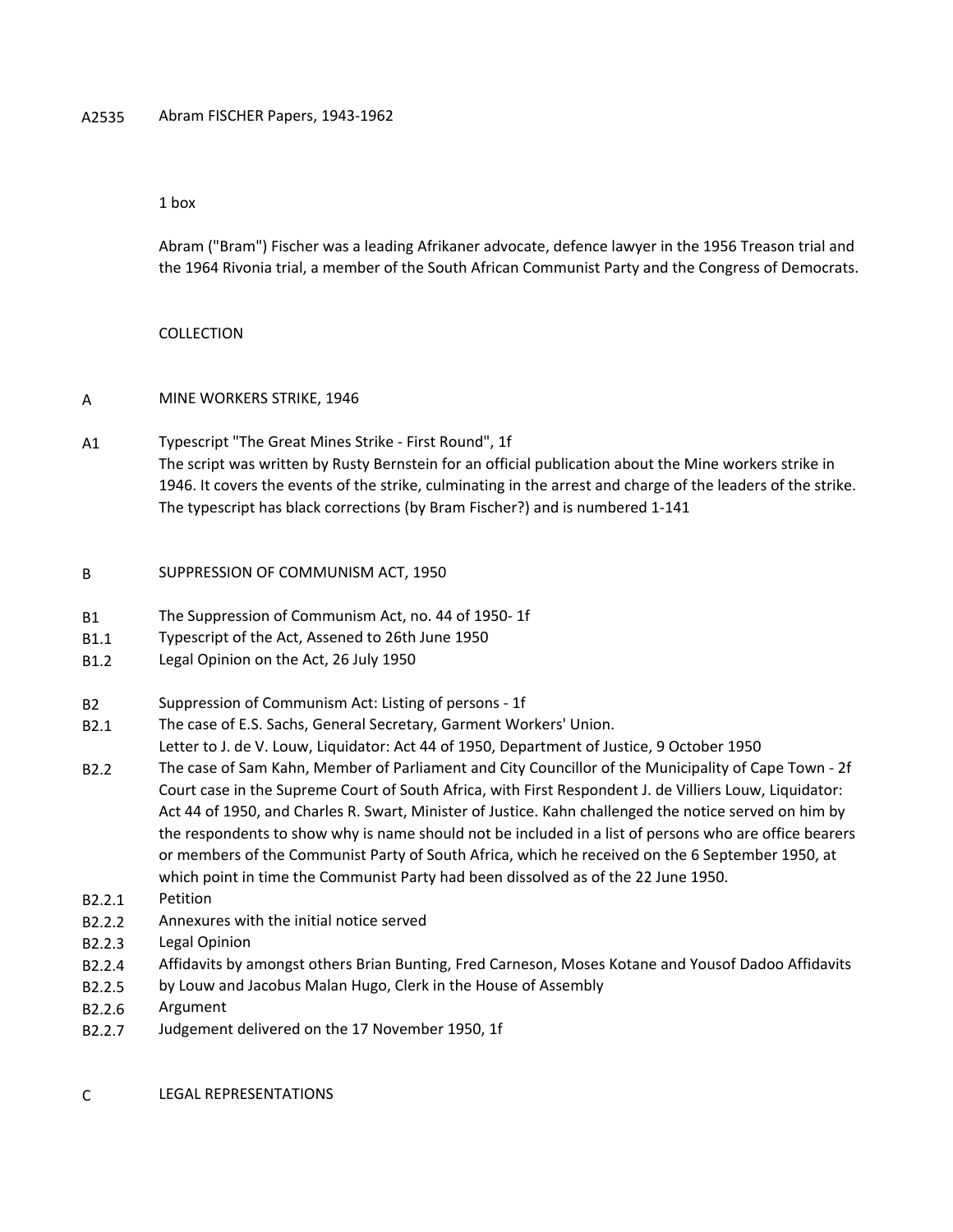A2535 Abram FISCHER Papers, 1943-1962

1 box

Abram ("Bram") Fischer was a leading Afrikaner advocate, defence lawyer in the 1956 Treason trial and the 1964 Rivonia trial, a member of the South African Communist Party and the Congress of Democrats.

COLLECTION

## A MINE WORKERS STRIKE, 1946

A1 Typescript "The Great Mines Strike - First Round", 1f
The script was written by Rusty Bernstein for an official publication about the Mine workers strike in 1946. It covers the events of the strike, culminating in the arrest and charge of the leaders of the strike. The typescript has black corrections (by Bram Fischer?) and is numbered 1-141

## B SUPPRESSION OF COMMUNISM ACT, 1950

B1 The Suppression of Communism Act, no. 44 of 1950- 1f
B1.1 Typescript of the Act, Assened to 26th June 1950
B1.2 Legal Opinion on the Act, 26 July 1950

B2 Suppression of Communism Act: Listing of persons - 1f
B2.1 The case of E.S. Sachs, General Secretary, Garment Workers' Union.
Letter to J. de V. Louw, Liquidator: Act 44 of 1950, Department of Justice, 9 October 1950
B2.2 The case of Sam Kahn, Member of Parliament and City Councillor of the Municipality of Cape Town - 2f
Court case in the Supreme Court of South Africa, with First Respondent J. de Villiers Louw, Liquidator: Act 44 of 1950, and Charles R. Swart, Minister of Justice. Kahn challenged the notice served on him by the respondents to show why is name should not be included in a list of persons who are office bearers or members of the Communist Party of South Africa, which he received on the 6 September 1950, at which point in time the Communist Party had been dissolved as of the 22 June 1950.
B2.2.1 Petition
B2.2.2 Annexures with the initial notice served
B2.2.3 Legal Opinion
B2.2.4 Affidavits by amongst others Brian Bunting, Fred Carneson, Moses Kotane and Yousof Dadoo Affidavits
B2.2.5 by Louw and Jacobus Malan Hugo, Clerk in the House of Assembly
B2.2.6 Argument
B2.2.7 Judgement delivered on the 17 November 1950, 1f

## C LEGAL REPRESENTATIONS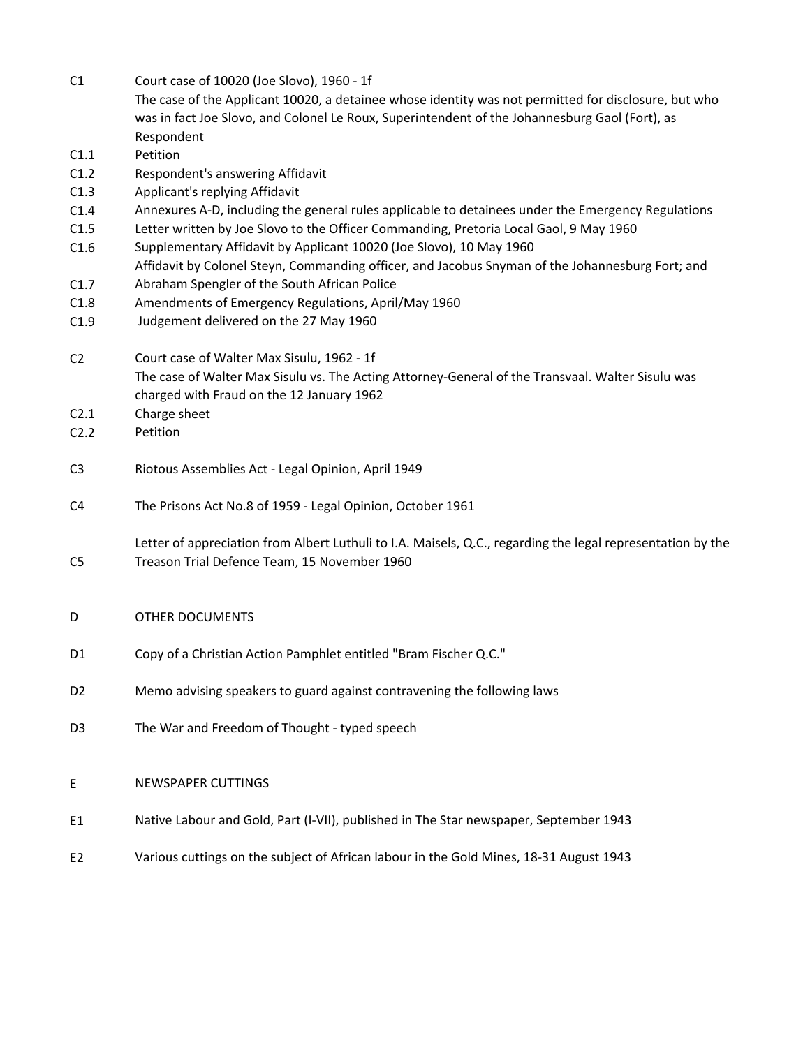C1 Court case of 10020 (Joe Slovo), 1960 - 1f
The case of the Applicant 10020, a detainee whose identity was not permitted for disclosure, but who was in fact Joe Slovo, and Colonel Le Roux, Superintendent of the Johannesburg Gaol (Fort), as Respondent

C1.1 Petition

C1.2 Respondent's answering Affidavit

C1.3 Applicant's replying Affidavit

C1.4 Annexures A-D, including the general rules applicable to detainees under the Emergency Regulations

C1.5 Letter written by Joe Slovo to the Officer Commanding, Pretoria Local Gaol, 9 May 1960

C1.6 Supplementary Affidavit by Applicant 10020 (Joe Slovo), 10 May 1960

C1.7 Affidavit by Colonel Steyn, Commanding officer, and Jacobus Snyman of the Johannesburg Fort; and Abraham Spengler of the South African Police

C1.8 Amendments of Emergency Regulations, April/May 1960

C1.9 Judgement delivered on the 27 May 1960

C2 Court case of Walter Max Sisulu, 1962 - 1f
The case of Walter Max Sisulu vs. The Acting Attorney-General of the Transvaal. Walter Sisulu was charged with Fraud on the 12 January 1962

C2.1 Charge sheet

C2.2 Petition

C3 Riotous Assemblies Act - Legal Opinion, April 1949

C4 The Prisons Act No.8 of 1959 - Legal Opinion, October 1961

C5 Letter of appreciation from Albert Luthuli to I.A. Maisels, Q.C., regarding the legal representation by the Treason Trial Defence Team, 15 November 1960

## D OTHER DOCUMENTS

D1 Copy of a Christian Action Pamphlet entitled "Bram Fischer Q.C."

D2 Memo advising speakers to guard against contravening the following laws

D3 The War and Freedom of Thought - typed speech

## E NEWSPAPER CUTTINGS

E1 Native Labour and Gold, Part (I-VII), published in The Star newspaper, September 1943

E2 Various cuttings on the subject of African labour in the Gold Mines, 18-31 August 1943